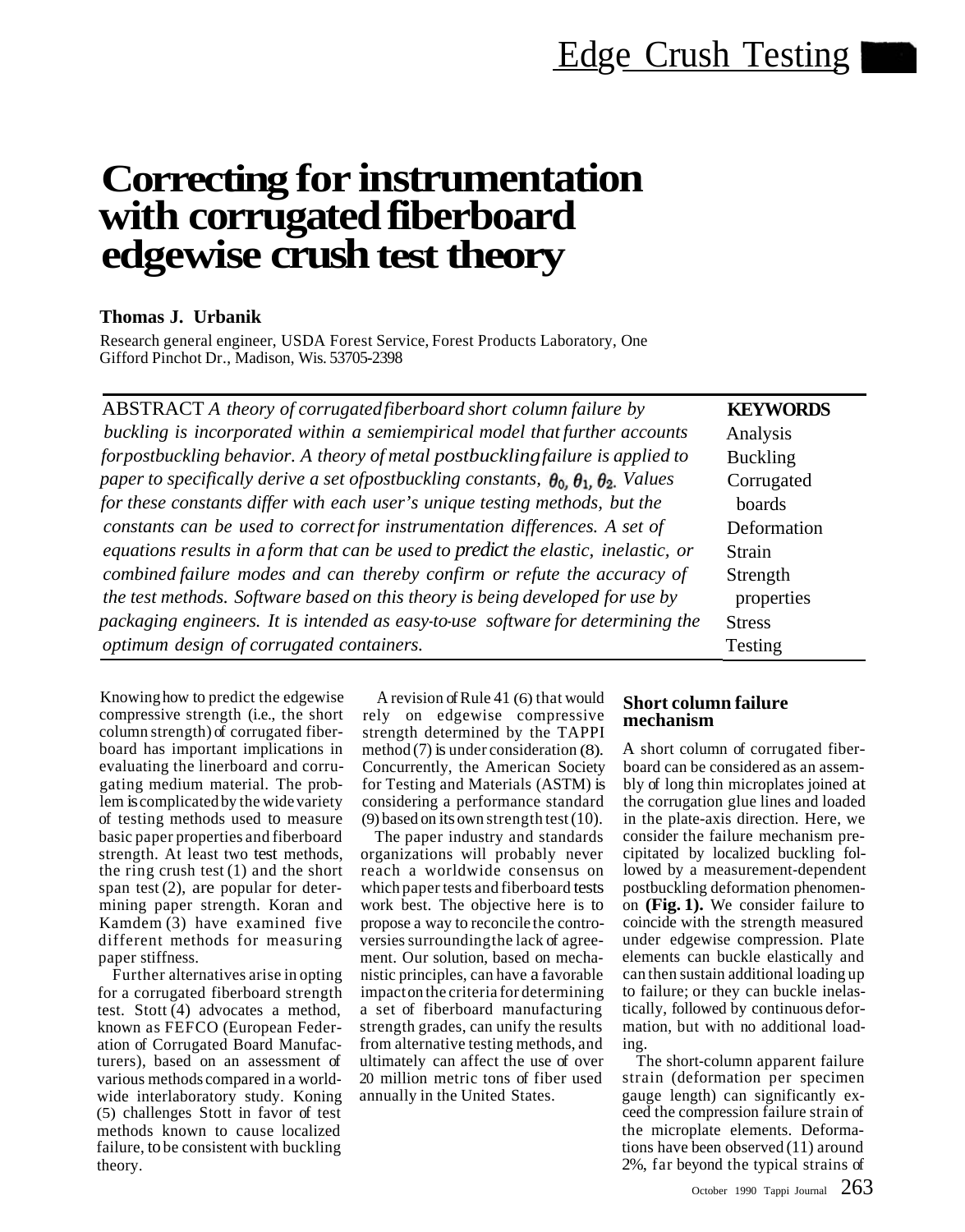# Correcting for instrumentation with corrugated fiberboard edgewise crush test theory

**Thomas J. Urbanik**

Research general engineer, USDA Forest Service, Forest Products Laboratory, One Gifford Pinchot Dr., Madison, Wis. 53705-2398

ABSTRACT *A theory of corrugated fiberboard short column failure by buckling is incorporated within a semiempirical model that further accounts for postbuckling behavior. A theory of metal postbuckling failure is applied to paper to specifically derive a set of postbuckling constants, $\theta_0, \theta_1, \theta_2$. Values for these constants differ with each user's unique testing methods, but the constants can be used to correct for instrumentation differences. A set of equations results in a form that can be used to predict the elastic, inelastic, or combined failure modes and can thereby confirm or refute the accuracy of the test methods. Software based on this theory is being developed for use by packaging engineers. It is intended as easy-to-use software for determining the optimum design of corrugated containers.*

**KEYWORDS**
Analysis
Buckling
Corrugated boards
Deformation
Strain
Strength properties
Stress
Testing

Knowing how to predict the edgewise compressive strength (i.e., the short column strength) of corrugated fiberboard has important implications in evaluating the linerboard and corrugating medium material. The problem is complicated by the wide variety of testing methods used to measure basic paper properties and fiberboard strength. At least two test methods, the ring crush test (1) and the short span test (2), are popular for determining paper strength. Koran and Kamdem (3) have examined five different methods for measuring paper stiffness.

Further alternatives arise in opting for a corrugated fiberboard strength test. Stott (4) advocates a method, known as FEFCO (European Federation of Corrugated Board Manufacturers), based on an assessment of various methods compared in a worldwide interlaboratory study. Koning (5) challenges Stott in favor of test methods known to cause localized failure, to be consistent with buckling theory.

A revision of Rule 41 (6) that would rely on edgewise compressive strength determined by the TAPPI method (7) is under consideration (8). Concurrently, the American Society for Testing and Materials (ASTM) is considering a performance standard (9) based on its own strength test (10).

The paper industry and standards organizations will probably never reach a worldwide consensus on which paper tests and fiberboard tests work best. The objective here is to propose a way to reconcile the controversies surrounding the lack of agreement. Our solution, based on mechanistic principles, can have a favorable impact on the criteria for determining a set of fiberboard manufacturing strength grades, can unify the results from alternative testing methods, and ultimately can affect the use of over 20 million metric tons of fiber used annually in the United States.

## Short column failure mechanism

A short column of corrugated fiberboard can be considered as an assembly of long thin microplates joined at the corrugation glue lines and loaded in the plate-axis direction. Here, we consider the failure mechanism precipitated by localized buckling followed by a measurement-dependent postbuckling deformation phenomenon **(Fig. 1).** We consider failure to coincide with the strength measured under edgewise compression. Plate elements can buckle elastically and can then sustain additional loading up to failure; or they can buckle inelastically, followed by continuous deformation, but with no additional loading.

The short-column apparent failure strain (deformation per specimen gauge length) can significantly exceed the compression failure strain of the microplate elements. Deformations have been observed (11) around 2%, far beyond the typical strains of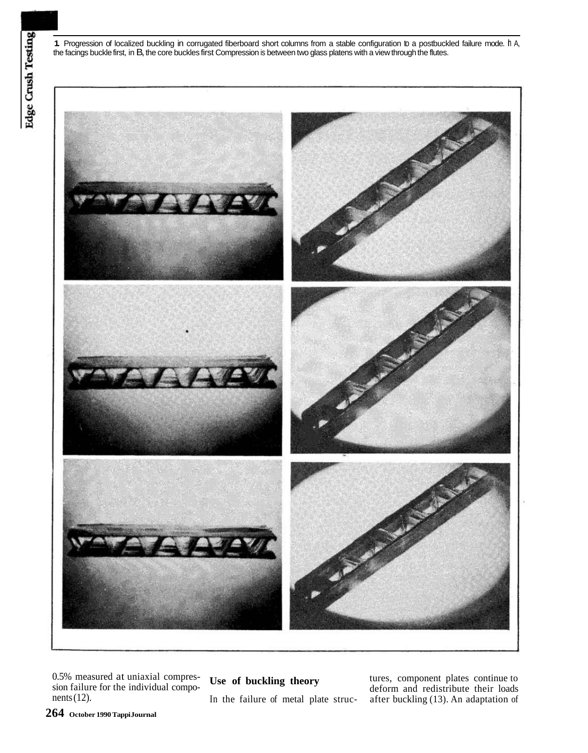1. Progression of localized buckling in corrugated fiberboard short columns from a stable configuration to a postbuckled failure mode. In A, the facings buckle first, in B, the core buckles first Compression is between two glass platens with a view through the flutes.

0.5% measured at uniaxial compression failure for the individual components (12).

## Use of buckling theory

In the failure of metal plate structures, component plates continue to deform and redistribute their loads after buckling (13). An adaptation of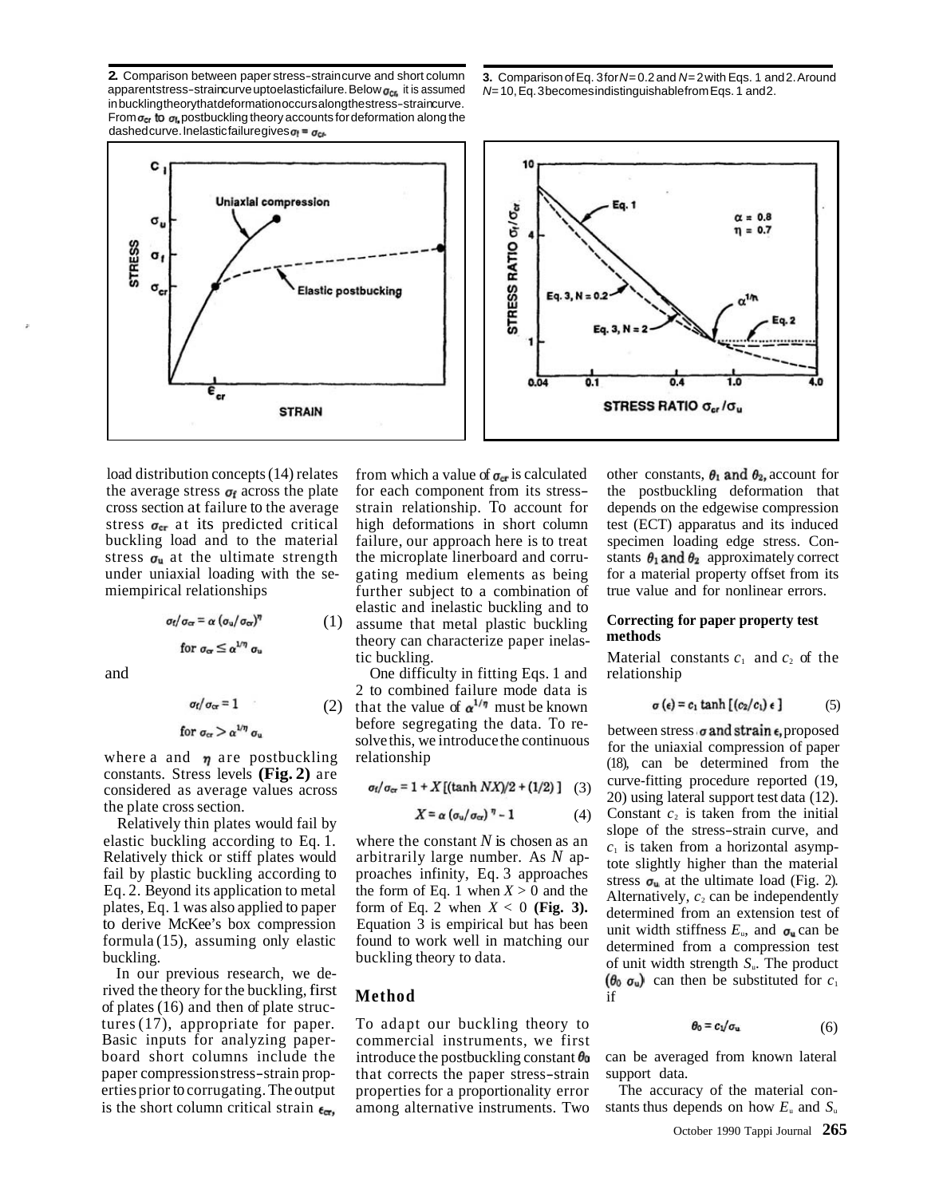**2.** Comparison between paper stress-strain curve and short column apparent stress-strain curve up to elastic failure. Below $\sigma_{cr}$, it is assumed in buckling theory that deformation occurs along the stress-strain curve. From $\sigma_{cr}$ to $\sigma_f$, postbuckling theory accounts for deformation along the dashed curve. Inelastic failure gives $\sigma_f = \sigma_{cr}$.

**3.** Comparison of Eq. 3 for $N = 0.2$ and $N = 2$ with Eqs. 1 and 2. Around $N = 10$, Eq. 3 becomes indistinguishable from Eqs. 1 and 2.

load distribution concepts (14) relates the average stress $\sigma_f$ across the plate cross section at failure to the average stress $\sigma_{cr}$ at its predicted critical buckling load and to the material stress $\sigma_u$ at the ultimate strength under uniaxial loading with the semiempirical relationships

$$\sigma_f/\sigma_{cr} = \alpha\,(\sigma_u/\sigma_{cr})^{\eta} \quad \text{for } \sigma_{cr} \leq \alpha^{1/\eta}\,\sigma_u \tag{1}$$

and

$$\sigma_f/\sigma_{cr} = 1 \quad \text{for } \sigma_{cr} > \alpha^{1/\eta}\,\sigma_u \tag{2}$$

where $\alpha$ and $\eta$ are postbuckling constants. Stress levels **(Fig. 2)** are considered as average values across the plate cross section.

Relatively thin plates would fail by elastic buckling according to Eq. 1. Relatively thick or stiff plates would fail by plastic buckling according to Eq. 2. Beyond its application to metal plates, Eq. 1 was also applied to paper to derive McKee's box compression formula (15), assuming only elastic buckling.

In our previous research, we derived the theory for the buckling, first of plates (16) and then of plate structures (17), appropriate for paper. Basic inputs for analyzing paperboard short columns include the paper compression stress-strain properties prior to corrugating. The output is the short column critical strain $\epsilon_{cr}$, from which a value of $\sigma_{cr}$ is calculated for each component from its stress-strain relationship. To account for high deformations in short column failure, our approach here is to treat the microplate linerboard and corrugating medium elements as being further subject to a combination of elastic and inelastic buckling and to assume that metal plastic buckling theory can characterize paper inelastic buckling.

One difficulty in fitting Eqs. 1 and 2 to combined failure mode data is that the value of $\alpha^{1/\eta}$ must be known before segregating the data. To resolve this, we introduce the continuous relationship

$$\sigma_f/\sigma_{cr} = 1 + X\,[(\tanh NX)/2 + (1/2)] \tag{3}$$

$$X = \alpha\,(\sigma_u/\sigma_{cr})^{\eta} - 1 \tag{4}$$

where the constant $N$ is chosen as an arbitrarily large number. As $N$ approaches infinity, Eq. 3 approaches the form of Eq. 1 when $X > 0$ and the form of Eq. 2 when $X < 0$ **(Fig. 3).** Equation 3 is empirical but has been found to work well in matching our buckling theory to data.

## Method

To adapt our buckling theory to commercial instruments, we first introduce the postbuckling constant $\theta_0$ that corrects the paper stress-strain properties for a proportionality error among alternative instruments. Two other constants, $\theta_1$ and $\theta_2$, account for the postbuckling deformation that depends on the edgewise compression test (ECT) apparatus and its induced specimen loading edge stress. Constants $\theta_1$ and $\theta_2$ approximately correct for a material property offset from its true value and for nonlinear errors.

### Correcting for paper property test methods

Material constants $c_1$ and $c_2$ of the relationship

$$\sigma(\epsilon) = c_1 \tanh\,[(c_2/c_1)\,\epsilon] \tag{5}$$

between stress $\sigma$ and strain $\epsilon$, proposed for the uniaxial compression of paper (18), can be determined from the curve-fitting procedure reported (19, 20) using lateral support test data (12). Constant $c_2$ is taken from the initial slope of the stress-strain curve, and $c_1$ is taken from a horizontal asymptote slightly higher than the material stress $\sigma_u$ at the ultimate load (Fig. 2). Alternatively, $c_2$ can be independently determined from an extension test of unit width stiffness $E_u$, and $\sigma_u$ can be determined from a compression test of unit width strength $S_u$. The product $(\theta_0\,\sigma_u)$ can then be substituted for $c_1$ if

$$\theta_0 = c_1/\sigma_u \tag{6}$$

can be averaged from known lateral support data.

The accuracy of the material constants thus depends on how $E_u$ and $S_u$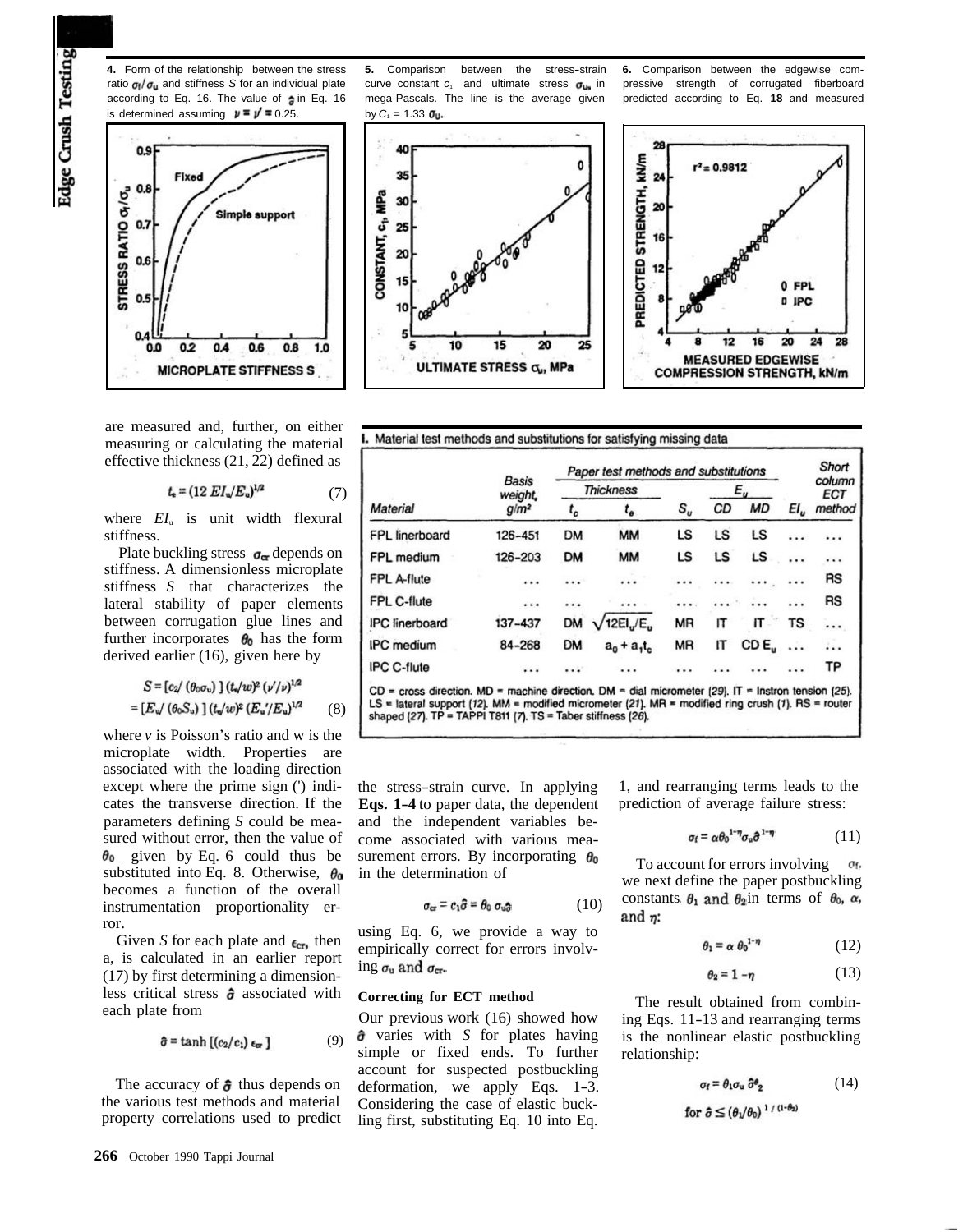**4.** Form of the relationship between the stress ratio $\sigma_f/\sigma_u$ and stiffness $S$ for an individual plate according to Eq. 16. The value of $\hat{\sigma}$ in Eq. 16 is determined assuming $\nu = \nu' = 0.25$.

**5.** Comparison between the stress-strain curve constant $c_1$ and ultimate stress $\sigma_u$, in mega-Pascals. The line is the average given by $C_1 = 1.33\ \sigma_u$.

**6.** Comparison between the edgewise compressive strength of corrugated fiberboard predicted according to Eq. **18** and measured

are measured and, further, on either measuring or calculating the material effective thickness (21, 22) defined as

$$t_e = (12\ EI_u/E_u)^{1/2} \tag{7}$$

where $EI_u$ is unit width flexural stiffness.

Plate buckling stress $\sigma_{cr}$ depends on stiffness. A dimensionless microplate stiffness $S$ that characterizes the lateral stability of paper elements between corrugation glue lines and further incorporates $\theta_0$ has the form derived earlier (16), given here by

$$\begin{aligned} S &= [c_2/(\theta_0\sigma_u)]\,(t_e/w)^2\,(\nu'/\nu)^{1/2} \\ &= [E_u/(\theta_0 S_u)]\,(t_e/w)^2\,(E_u'/E_u)^{1/2} \end{aligned} \tag{8}$$

where $v$ is Poisson's ratio and w is the microplate width. Properties are associated with the loading direction except where the prime sign (') indicates the transverse direction. If the parameters defining $S$ could be measured without error, then the value of $\theta_0$ given by Eq. 6 could thus be substituted into Eq. 8. Otherwise, $\theta_0$ becomes a function of the overall instrumentation proportionality error.

Given $S$ for each plate and $\epsilon_{cr}$, then a, is calculated in an earlier report (17) by first determining a dimensionless critical stress $\hat{\sigma}$ associated with each plate from

$$\hat{\sigma} = \tanh\,[(c_2/c_1)\,\epsilon_{cr}] \tag{9}$$

The accuracy of $\hat{\sigma}$ thus depends on the various test methods and material property correlations used to predict

**I.** Material test methods and substitutions for satisfying missing data

| Material | Basis weight, g/m² | Paper test methods and substitutions | | | | | | Short column ECT method |
|---|---|---|---|---|---|---|---|---|
| | | Thickness | | | $E_u$ | | | |
| | | $t_c$ | $t_e$ | $S_u$ | CD | MD | $EI_u$ | |
| FPL linerboard | 126–451 | DM | MM | LS | LS | LS | ... | ... |
| FPL medium | 126–203 | DM | MM | LS | LS | LS | ... | ... |
| FPL A-flute | ... | ... | ... | ... | ... | ... | ... | RS |
| FPL C-flute | ... | ... | ... | ... | ... | ... | ... | RS |
| IPC linerboard | 137–437 | DM | $\sqrt{12EI_u/E_u}$ | MR | IT | IT | TS | ... |
| IPC medium | 84–268 | DM | $a_0 + a_1t_c$ | MR | IT | CD $E_u$ | ... | ... |
| IPC C-flute | ... | ... | ... | ... | ... | ... | ... | TP |

CD = cross direction. MD = machine direction. DM = dial micrometer (29). IT = Instron tension (25). LS = lateral support (12). MM = modified micrometer (21). MR = modified ring crush (1). RS = router shaped (27). TP = TAPPI T811 (7). TS = Taber stiffness (26).

the stress-strain curve. In applying **Eqs. 1-4** to paper data, the dependent and the independent variables become associated with various measurement errors. By incorporating $\theta_0$ in the determination of

$$\sigma_{cr} = c_1\hat{\sigma} = \theta_0\,\sigma_u\hat{\sigma} \tag{10}$$

using Eq. 6, we provide a way to empirically correct for errors involving $\sigma_u$ and $\sigma_{cr}$.

### Correcting for ECT method

Our previous work (16) showed how $\hat{\sigma}$ varies with $S$ for plates having simple or fixed ends. To further account for suspected postbuckling deformation, we apply Eqs. 1-3. Considering the case of elastic buckling first, substituting Eq. 10 into Eq. 1, and rearranging terms leads to the prediction of average failure stress:

$$\sigma_f = \alpha\theta_0^{1-\eta}\sigma_u\hat{\sigma}^{1-\eta} \tag{11}$$

To account for errors involving $\sigma_f$, we next define the paper postbuckling constants $\theta_1$ and $\theta_2$ in terms of $\theta_0$, $\alpha$, and $\eta$:

$$\theta_1 = \alpha\,\theta_0^{1-\eta} \tag{12}$$

$$\theta_2 = 1 - \eta \tag{13}$$

The result obtained from combining Eqs. 11-13 and rearranging terms is the nonlinear elastic postbuckling relationship:

$$\sigma_f = \theta_1\sigma_u\,\hat{\sigma}^{\theta_2} \tag{14}$$

$$\text{for } \hat{\sigma} \le (\theta_1/\theta_0)^{1/(1-\theta_2)}$$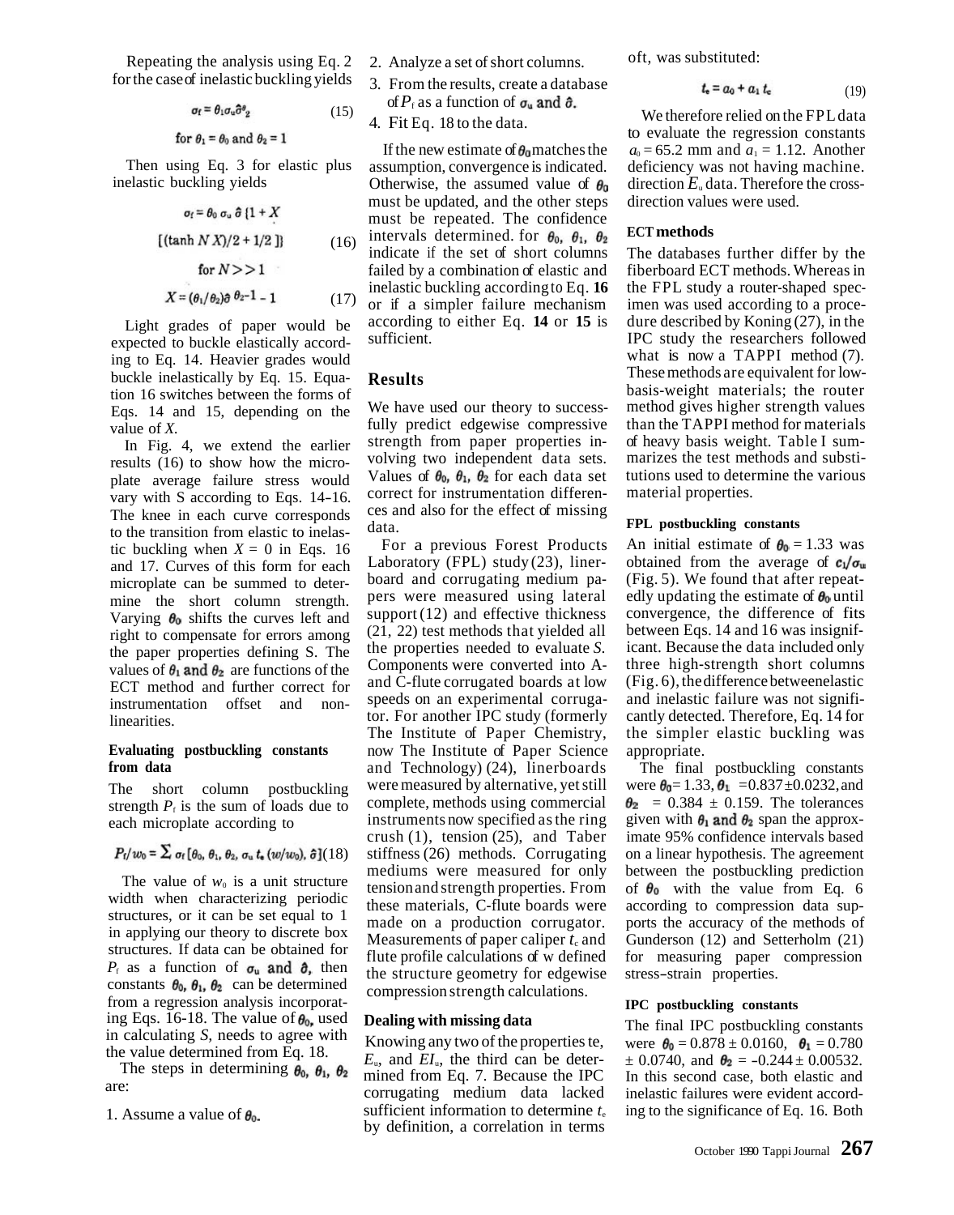Repeating the analysis using Eq. 2 for the case of inelastic buckling yields

$$\sigma_f = \theta_1 \sigma_u \hat{\sigma}^{\theta_2} \qquad (15)$$

$$\text{for } \theta_1 = \theta_0 \text{ and } \theta_2 = 1$$

Then using Eq. 3 for elastic plus inelastic buckling yields

$$\sigma_f = \theta_0\, \sigma_u\, \hat{\sigma}\, \{1 + X$$

$$[(\tanh N\, X)/2 + 1/2\,]\} \qquad (16)$$

$$\text{for } N >> 1$$

$$X = (\theta_1/\theta_2)\hat{\sigma}^{\,\theta_2 - 1} - 1 \qquad (17)$$

Light grades of paper would be expected to buckle elastically according to Eq. 14. Heavier grades would buckle inelastically by Eq. 15. Equation 16 switches between the forms of Eqs. 14 and 15, depending on the value of *X*.

In Fig. 4, we extend the earlier results (16) to show how the microplate average failure stress would vary with S according to Eqs. 14–16. The knee in each curve corresponds to the transition from elastic to inelastic buckling when $X = 0$ in Eqs. 16 and 17. Curves of this form for each microplate can be summed to determine the short column strength. Varying $\theta_0$ shifts the curves left and right to compensate for errors among the paper properties defining S. The values of $\theta_1$ and $\theta_2$ are functions of the ECT method and further correct for instrumentation offset and nonlinearities.

### Evaluating postbuckling constants from data

The short column postbuckling strength $P_f$ is the sum of loads due to each microplate according to

$$P_f/w_0 = \sum \sigma_f\,[\theta_0, \theta_1, \theta_2, \sigma_u\, t_e\, (w/w_0), \hat{\sigma}] \qquad (18)$$

The value of $w_0$ is a unit structure width when characterizing periodic structures, or it can be set equal to 1 in applying our theory to discrete box structures. If data can be obtained for $P_f$ as a function of $\sigma_u$ and $\hat{\sigma}$, then constants $\theta_0, \theta_1, \theta_2$ can be determined from a regression analysis incorporating Eqs. 16-18. The value of $\theta_0$, used in calculating *S*, needs to agree with the value determined from Eq. 18.

The steps in determining $\theta_0, \theta_1, \theta_2$ are:

1. Assume a value of $\theta_0$.
2. Analyze a set of short columns.
3. From the results, create a database of $P_f$ as a function of $\sigma_u$ and $\hat{\sigma}$.
4. Fit Eq. 18 to the data.

If the new estimate of $\theta_0$ matches the assumption, convergence is indicated. Otherwise, the assumed value of $\theta_0$ must be updated, and the other steps must be repeated. The confidence intervals determined. for $\theta_0, \theta_1, \theta_2$ indicate if the set of short columns failed by a combination of elastic and inelastic buckling according to Eq. **16** or if a simpler failure mechanism according to either Eq. **14** or **15** is sufficient.

## Results

We have used our theory to successfully predict edgewise compressive strength from paper properties involving two independent data sets. Values of $\theta_0, \theta_1, \theta_2$ for each data set correct for instrumentation differences and also for the effect of missing data.

For a previous Forest Products Laboratory (FPL) study (23), linerboard and corrugating medium papers were measured using lateral support (12) and effective thickness (21, 22) test methods that yielded all the properties needed to evaluate *S*. Components were converted into A- and C-flute corrugated boards at low speeds on an experimental corrugator. For another IPC study (formerly The Institute of Paper Chemistry, now The Institute of Paper Science and Technology) (24), linerboards were measured by alternative, yet still complete, methods using commercial instruments now specified as the ring crush (1), tension (25), and Taber stiffness (26) methods. Corrugating mediums were measured for only tension and strength properties. From these materials, C-flute boards were made on a production corrugator. Measurements of paper caliper $t_c$ and flute profile calculations of w defined the structure geometry for edgewise compression strength calculations.

### Dealing with missing data

Knowing any two of the properties te, $E_u$, and $EI_u$, the third can be determined from Eq. 7. Because the IPC corrugating medium data lacked sufficient information to determine $t_e$ by definition, a correlation in terms oft, was substituted:

$$t_e = a_0 + a_1\, t_c \qquad (19)$$

We therefore relied on the FPL data to evaluate the regression constants $a_0 = 65.2$ mm and $a_1 = 1.12$. Another deficiency was not having machine. direction $E_u$ data. Therefore the cross-direction values were used.

### ECT methods

The databases further differ by the fiberboard ECT methods. Whereas in the FPL study a router-shaped specimen was used according to a procedure described by Koning (27), in the IPC study the researchers followed what is now a TAPPI method (7). These methods are equivalent for low-basis-weight materials; the router method gives higher strength values than the TAPPI method for materials of heavy basis weight. Table I summarizes the test methods and substitutions used to determine the various material properties.

#### FPL postbuckling constants

An initial estimate of $\theta_0 = 1.33$ was obtained from the average of $c_1/\sigma_u$ (Fig. 5). We found that after repeatedly updating the estimate of $\theta_0$ until convergence, the difference of fits between Eqs. 14 and 16 was insignificant. Because the data included only three high-strength short columns (Fig. 6), the difference between elastic and inelastic failure was not significantly detected. Therefore, Eq. 14 for the simpler elastic buckling was appropriate.

The final postbuckling constants were $\theta_0 = 1.33$, $\theta_1 = 0.837 \pm 0.0232$, and $\theta_2 = 0.384 \pm 0.159$. The tolerances given with $\theta_1$ and $\theta_2$ span the approximate 95% confidence intervals based on a linear hypothesis. The agreement between the postbuckling prediction of $\theta_0$ with the value from Eq. 6 according to compression data supports the accuracy of the methods of Gunderson (12) and Setterholm (21) for measuring paper compression stress–strain properties.

#### IPC postbuckling constants

The final IPC postbuckling constants were $\theta_0 = 0.878 \pm 0.0160$, $\theta_1 = 0.780 \pm 0.0740$, and $\theta_2 = -0.244 \pm 0.00532$. In this second case, both elastic and inelastic failures were evident according to the significance of Eq. 16. Both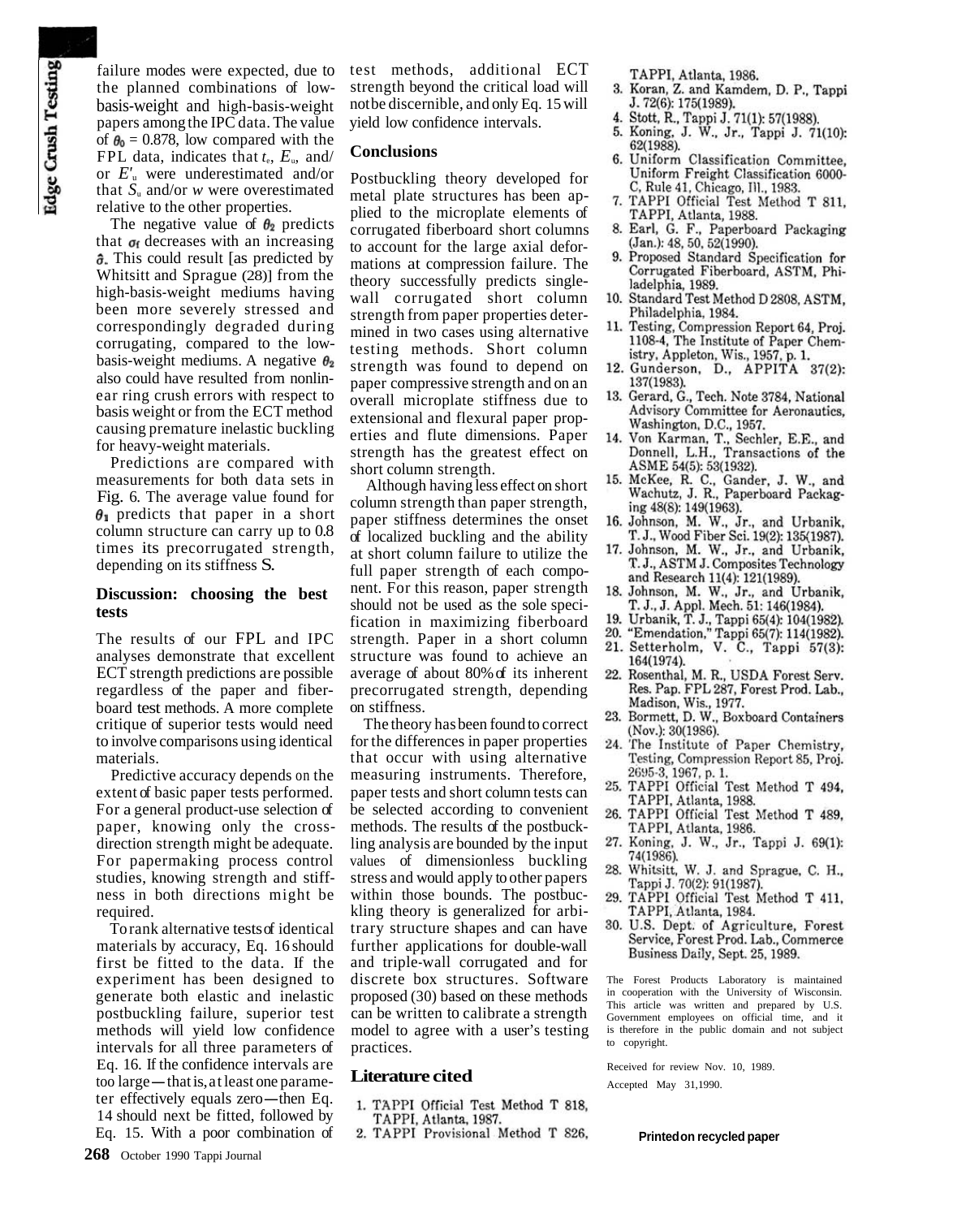failure modes were expected, due to the planned combinations of low-basis-weight and high-basis-weight papers among the IPC data. The value of $\theta_0 = 0.878$, low compared with the FPL data, indicates that $t_e$, $E_u$, and/or $E'_u$ were underestimated and/or that $S_u$ and/or $w$ were overestimated relative to the other properties.

The negative value of $\theta_2$ predicts that $\sigma_f$ decreases with an increasing $\hat{\sigma}$. This could result [as predicted by Whitsitt and Sprague (28)] from the high-basis-weight mediums having been more severely stressed and correspondingly degraded during corrugating, compared to the low-basis-weight mediums. A negative $\theta_2$ also could have resulted from nonlinear ring crush errors with respect to basis weight or from the ECT method causing premature inelastic buckling for heavy-weight materials.

Predictions are compared with measurements for both data sets in Fig. 6. The average value found for $\theta_1$ predicts that paper in a short column structure can carry up to 0.8 times its precorrugated strength, depending on its stiffness S.

## Discussion: choosing the best tests

The results of our FPL and IPC analyses demonstrate that excellent ECT strength predictions are possible regardless of the paper and fiberboard test methods. A more complete critique of superior tests would need to involve comparisons using identical materials.

Predictive accuracy depends on the extent of basic paper tests performed. For a general product-use selection of paper, knowing only the cross-direction strength might be adequate. For papermaking process control studies, knowing strength and stiffness in both directions might be required.

To rank alternative tests of identical materials by accuracy, Eq. 16 should first be fitted to the data. If the experiment has been designed to generate both elastic and inelastic postbuckling failure, superior test methods will yield low confidence intervals for all three parameters of Eq. 16. If the confidence intervals are too large—that is, at least one parameter effectively equals zero—then Eq. 14 should next be fitted, followed by Eq. 15. With a poor combination of test methods, additional ECT strength beyond the critical load will not be discernible, and only Eq. 15 will yield low confidence intervals.

## Conclusions

Postbuckling theory developed for metal plate structures has been applied to the microplate elements of corrugated fiberboard short columns to account for the large axial deformations at compression failure. The theory successfully predicts single-wall corrugated short column strength from paper properties determined in two cases using alternative testing methods. Short column strength was found to depend on paper compressive strength and on an overall microplate stiffness due to extensional and flexural paper properties and flute dimensions. Paper strength has the greatest effect on short column strength.

Although having less effect on short column strength than paper strength, paper stiffness determines the onset of localized buckling and the ability at short column failure to utilize the full paper strength of each component. For this reason, paper strength should not be used as the sole specification in maximizing fiberboard strength. Paper in a short column structure was found to achieve an average of about 80% of its inherent precorrugated strength, depending on stiffness.

The theory has been found to correct for the differences in paper properties that occur with using alternative measuring instruments. Therefore, paper tests and short column tests can be selected according to convenient methods. The results of the postbuckling analysis are bounded by the input values of dimensionless buckling stress and would apply to other papers within those bounds. The postbuckling theory is generalized for arbitrary structure shapes and can have further applications for double-wall and triple-wall corrugated and for discrete box structures. Software proposed (30) based on these methods can be written to calibrate a strength model to agree with a user's testing practices.

## Literature cited

1. TAPPI Official Test Method T 818, TAPPI, Atlanta, 1987.
2. TAPPI Provisional Method T 826, TAPPI, Atlanta, 1986.
3. Koran, Z. and Kamdem, D. P., Tappi J. 72(6): 175(1989).
4. Stott, R., Tappi J. 71(1): 57(1988).
5. Koning, J. W., Jr., Tappi J. 71(10): 62(1988).
6. Uniform Classification Committee, Uniform Freight Classification 6000-C, Rule 41, Chicago, Ill., 1983.
7. TAPPI Official Test Method T 811, TAPPI, Atlanta, 1988.
8. Earl, G. F., Paperboard Packaging (Jan.): 48, 50, 52(1990).
9. Proposed Standard Specification for Corrugated Fiberboard, ASTM, Philadelphia, 1989.
10. Standard Test Method D 2808, ASTM, Philadelphia, 1984.
11. Testing, Compression Report 64, Proj. 1108-4, The Institute of Paper Chemistry, Appleton, Wis., 1957, p. 1.
12. Gunderson, D., APPITA 37(2): 137(1983).
13. Gerard, G., Tech. Note 3784, National Advisory Committee for Aeronautics, Washington, D.C., 1957.
14. Von Karman, T., Sechler, E.E., and Donnell, L.H., Transactions of the ASME 54(5): 53(1932).
15. McKee, R. C., Gander, J. W., and Wachutz, J. R., Paperboard Packaging 48(8): 149(1963).
16. Johnson, M. W., Jr., and Urbanik, T. J., Wood Fiber Sci. 19(2): 135(1987).
17. Johnson, M. W., Jr., and Urbanik, T. J., ASTM J. Composites Technology and Research 11(4): 121(1989).
18. Johnson, M. W., Jr., and Urbanik, T. J., J. Appl. Mech. 51: 146(1984).
19. Urbanik, T. J., Tappi 65(4): 104(1982).
20. "Emendation," Tappi 65(7): 114(1982).
21. Setterholm, V. C., Tappi 57(3): 164(1974).
22. Rosenthal, M. R., USDA Forest Serv. Res. Pap. FPL 287, Forest Prod. Lab., Madison, Wis., 1977.
23. Bormett, D. W., Boxboard Containers (Nov.): 30(1986).
24. The Institute of Paper Chemistry, Testing, Compression Report 85, Proj. 2695-3, 1967, p. 1.
25. TAPPI Official Test Method T 494, TAPPI, Atlanta, 1988.
26. TAPPI Official Test Method T 489, TAPPI, Atlanta, 1986.
27. Koning, J. W., Jr., Tappi J. 69(1): 74(1986).
28. Whitsitt, W. J. and Sprague, C. H., Tappi J. 70(2): 91(1987).
29. TAPPI Official Test Method T 411, TAPPI, Atlanta, 1984.
30. U.S. Dept. of Agriculture, Forest Service, Forest Prod. Lab., Commerce Business Daily, Sept. 25, 1989.

The Forest Products Laboratory is maintained in cooperation with the University of Wisconsin. This article was written and prepared by U.S. Government employees on official time, and it is therefore in the public domain and not subject to copyright.

Received for review Nov. 10, 1989.

Accepted May 31,1990.

**Printed on recycled paper**